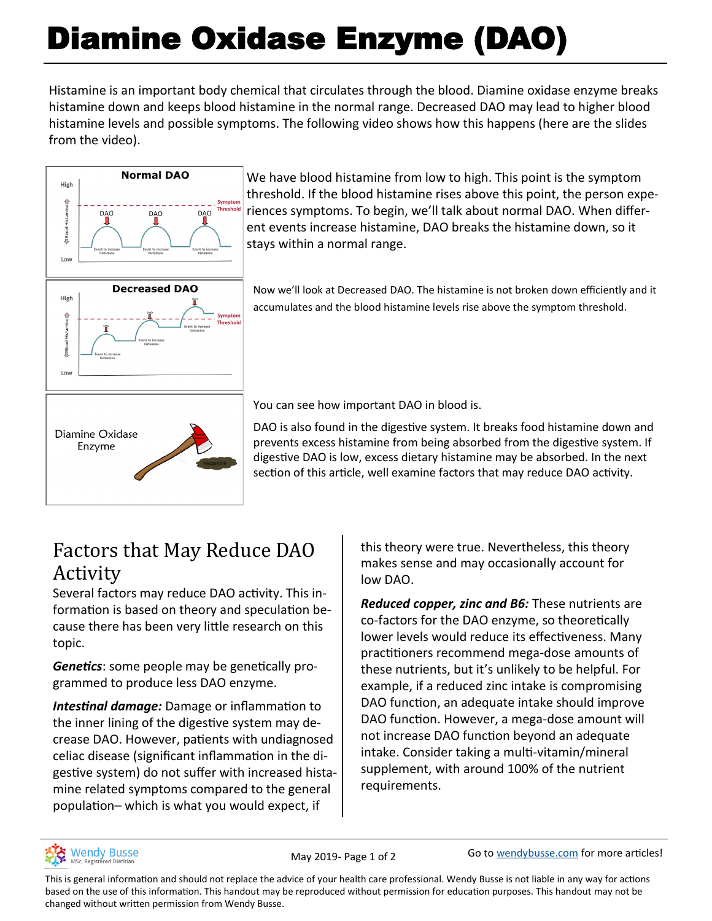# Diamine Oxidase Enzyme (DAO)

Histamine is an important body chemical that circulates through the blood. Diamine oxidase enzyme breaks histamine down and keeps blood histamine in the normal range. Decreased DAO may lead to higher blood histamine levels and possible symptoms. The following video shows how this happens (here are the slides from the video).

We have blood histamine from low to high. This point is the symptom threshold. If the blood histamine rises above this point, the person experiences symptoms. To begin, we'll talk about normal DAO. When different events increase histamine, DAO breaks the histamine down, so it stays within a normal range.

Now we'll look at Decreased DAO. The histamine is not broken down efficiently and it accumulates and the blood histamine levels rise above the symptom threshold.

You can see how important DAO in blood is.

DAO is also found in the digestive system. It breaks food histamine down and prevents excess histamine from being absorbed from the digestive system. If digestive DAO is low, excess dietary histamine may be absorbed. In the next section of this article, well examine factors that may reduce DAO activity.

## Factors that May Reduce DAO Activity

Several factors may reduce DAO activity. This information is based on theory and speculation because there has been very little research on this topic.

***Genetics***: some people may be genetically programmed to produce less DAO enzyme.

***Intestinal damage:*** Damage or inflammation to the inner lining of the digestive system may decrease DAO. However, patients with undiagnosed celiac disease (significant inflammation in the digestive system) do not suffer with increased histamine related symptoms compared to the general population– which is what you would expect, if this theory were true. Nevertheless, this theory makes sense and may occasionally account for low DAO.

***Reduced copper, zinc and B6:*** These nutrients are co-factors for the DAO enzyme, so theoretically lower levels would reduce its effectiveness. Many practitioners recommend mega-dose amounts of these nutrients, but it's unlikely to be helpful. For example, if a reduced zinc intake is compromising DAO function, an adequate intake should improve DAO function. However, a mega-dose amount will not increase DAO function beyond an adequate intake. Consider taking a multi-vitamin/mineral supplement, with around 100% of the nutrient requirements.

This is general information and should not replace the advice of your health care professional. Wendy Busse is not liable in any way for actions based on the use of this information. This handout may be reproduced without permission for education purposes. This handout may not be changed without written permission from Wendy Busse.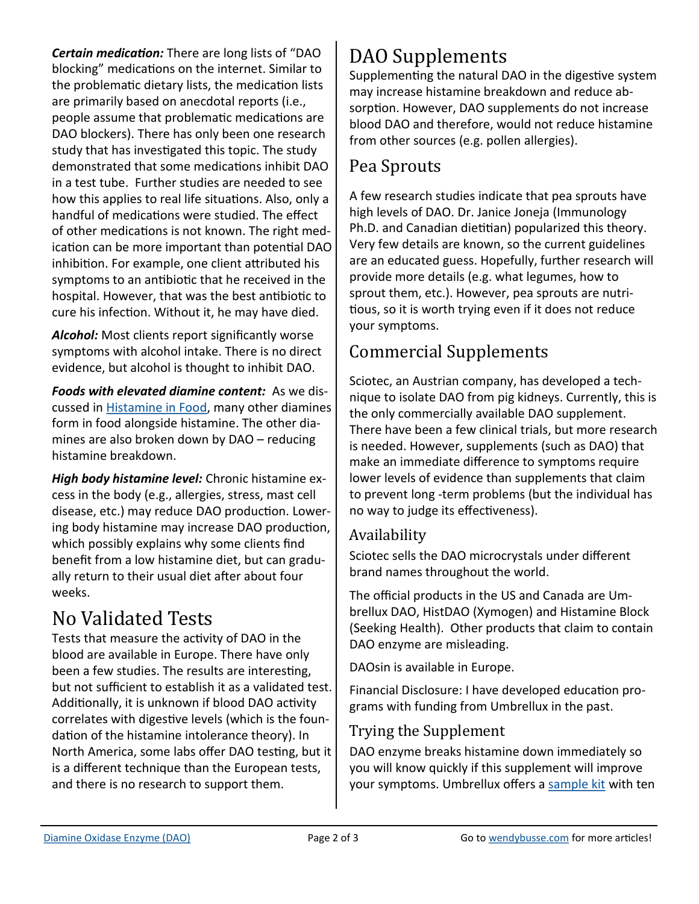***Certain medication:*** There are long lists of "DAO blocking" medications on the internet. Similar to the problematic dietary lists, the medication lists are primarily based on anecdotal reports (i.e., people assume that problematic medications are DAO blockers). There has only been one research study that has investigated this topic. The study demonstrated that some medications inhibit DAO in a test tube. Further studies are needed to see how this applies to real life situations. Also, only a handful of medications were studied. The effect of other medications is not known. The right medication can be more important than potential DAO inhibition. For example, one client attributed his symptoms to an antibiotic that he received in the hospital. However, that was the best antibiotic to cure his infection. Without it, he may have died.

***Alcohol:*** Most clients report significantly worse symptoms with alcohol intake. There is no direct evidence, but alcohol is thought to inhibit DAO.

***Foods with elevated diamine content:*** As we discussed in [Histamine in Food](), many other diamines form in food alongside histamine. The other diamines are also broken down by DAO – reducing histamine breakdown.

***High body histamine level:*** Chronic histamine excess in the body (e.g., allergies, stress, mast cell disease, etc.) may reduce DAO production. Lowering body histamine may increase DAO production, which possibly explains why some clients find benefit from a low histamine diet, but can gradually return to their usual diet after about four weeks.

# No Validated Tests

Tests that measure the activity of DAO in the blood are available in Europe. There have only been a few studies. The results are interesting, but not sufficient to establish it as a validated test. Additionally, it is unknown if blood DAO activity correlates with digestive levels (which is the foundation of the histamine intolerance theory). In North America, some labs offer DAO testing, but it is a different technique than the European tests, and there is no research to support them.

# DAO Supplements

Supplementing the natural DAO in the digestive system may increase histamine breakdown and reduce absorption. However, DAO supplements do not increase blood DAO and therefore, would not reduce histamine from other sources (e.g. pollen allergies).

## Pea Sprouts

A few research studies indicate that pea sprouts have high levels of DAO. Dr. Janice Joneja (Immunology Ph.D. and Canadian dietitian) popularized this theory. Very few details are known, so the current guidelines are an educated guess. Hopefully, further research will provide more details (e.g. what legumes, how to sprout them, etc.). However, pea sprouts are nutritious, so it is worth trying even if it does not reduce your symptoms.

## Commercial Supplements

Sciotec, an Austrian company, has developed a technique to isolate DAO from pig kidneys. Currently, this is the only commercially available DAO supplement. There have been a few clinical trials, but more research is needed. However, supplements (such as DAO) that make an immediate difference to symptoms require lower levels of evidence than supplements that claim to prevent long -term problems (but the individual has no way to judge its effectiveness).

### Availability

Sciotec sells the DAO microcrystals under different brand names throughout the world.

The official products in the US and Canada are Umbrellux DAO, HistDAO (Xymogen) and Histamine Block (Seeking Health). Other products that claim to contain DAO enzyme are misleading.

DAOsin is available in Europe.

Financial Disclosure: I have developed education programs with funding from Umbrellux in the past.

### Trying the Supplement

DAO enzyme breaks histamine down immediately so you will know quickly if this supplement will improve your symptoms. Umbrellux offers a [sample kit]() with ten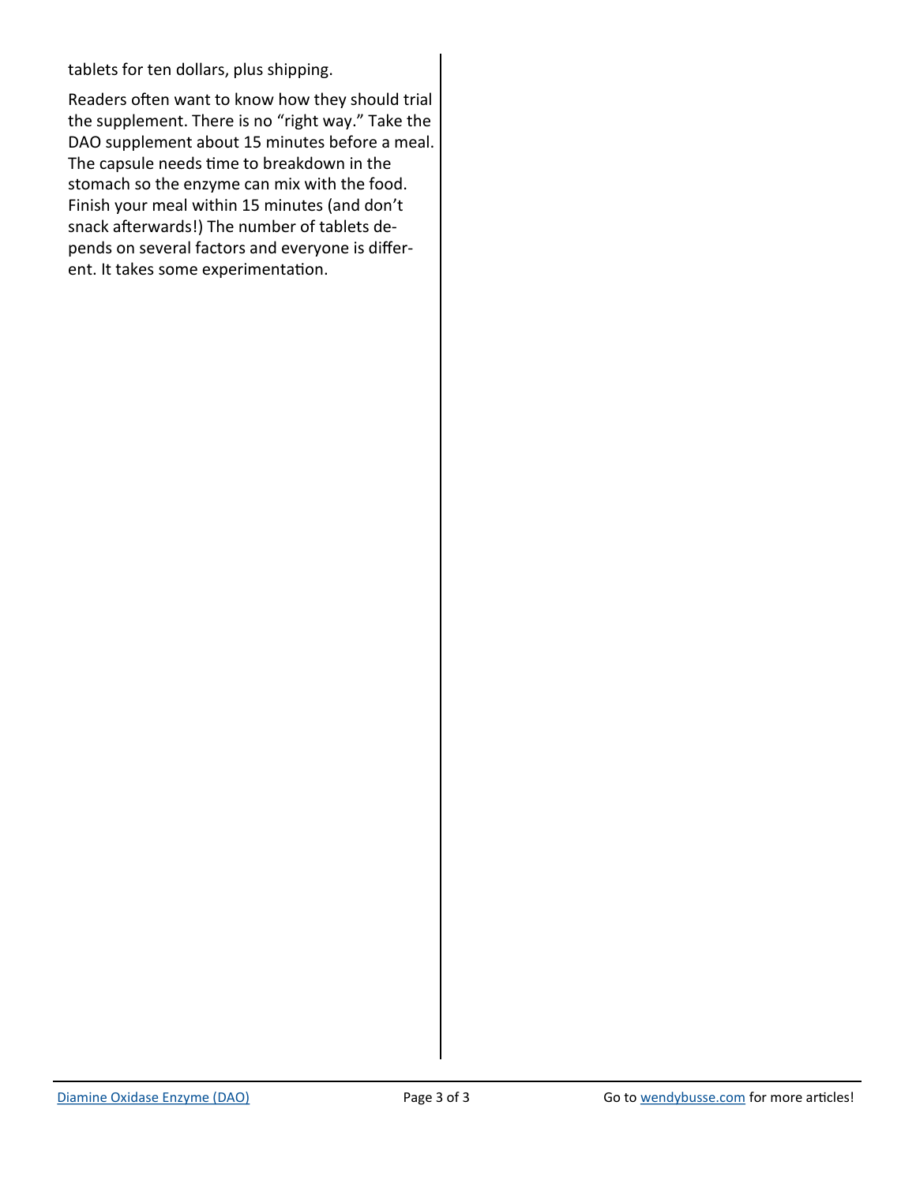tablets for ten dollars, plus shipping.

Readers often want to know how they should trial the supplement. There is no "right way." Take the DAO supplement about 15 minutes before a meal. The capsule needs time to breakdown in the stomach so the enzyme can mix with the food. Finish your meal within 15 minutes (and don't snack afterwards!) The number of tablets depends on several factors and everyone is different. It takes some experimentation.